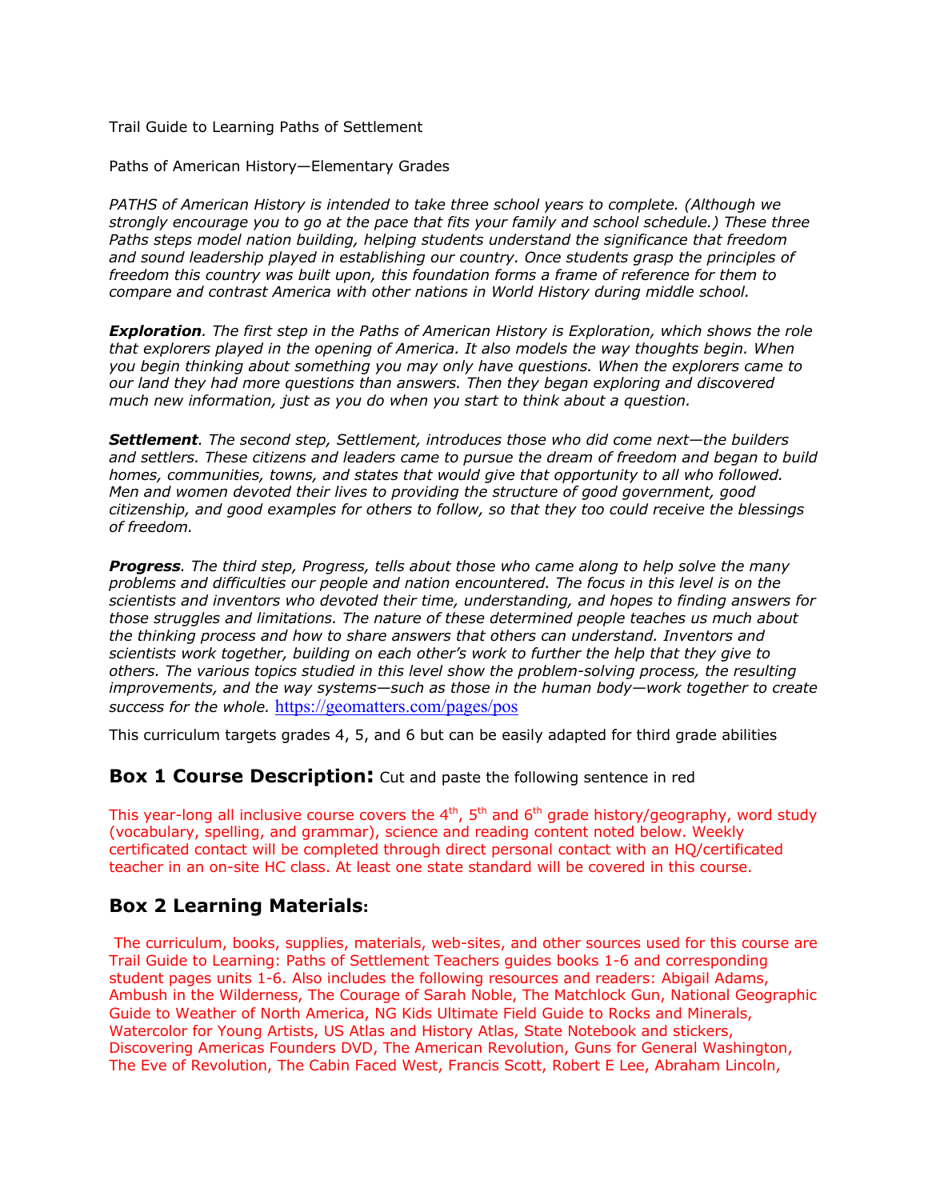Trail Guide to Learning Paths of Settlement

Paths of American History—Elementary Grades

*PATHS of American History is intended to take three school years to complete. (Although we strongly encourage you to go at the pace that fits your family and school schedule.) These three Paths steps model nation building, helping students understand the significance that freedom and sound leadership played in establishing our country. Once students grasp the principles of freedom this country was built upon, this foundation forms a frame of reference for them to compare and contrast America with other nations in World History during middle school.*

***Exploration**. The first step in the Paths of American History is Exploration, which shows the role that explorers played in the opening of America. It also models the way thoughts begin. When you begin thinking about something you may only have questions. When the explorers came to our land they had more questions than answers. Then they began exploring and discovered much new information, just as you do when you start to think about a question.*

***Settlement**. The second step, Settlement, introduces those who did come next—the builders and settlers. These citizens and leaders came to pursue the dream of freedom and began to build homes, communities, towns, and states that would give that opportunity to all who followed. Men and women devoted their lives to providing the structure of good government, good citizenship, and good examples for others to follow, so that they too could receive the blessings of freedom.*

***Progress**. The third step, Progress, tells about those who came along to help solve the many problems and difficulties our people and nation encountered. The focus in this level is on the scientists and inventors who devoted their time, understanding, and hopes to finding answers for those struggles and limitations. The nature of these determined people teaches us much about the thinking process and how to share answers that others can understand. Inventors and scientists work together, building on each other's work to further the help that they give to others. The various topics studied in this level show the problem-solving process, the resulting improvements, and the way systems—such as those in the human body—work together to create success for the whole.* https://geomatters.com/pages/pos

This curriculum targets grades 4, 5, and 6 but can be easily adapted for third grade abilities

## Box 1 Course Description: Cut and paste the following sentence in red

This year-long all inclusive course covers the 4th, 5th and 6th grade history/geography, word study (vocabulary, spelling, and grammar), science and reading content noted below. Weekly certificated contact will be completed through direct personal contact with an HQ/certificated teacher in an on-site HC class. At least one state standard will be covered in this course.

## Box 2 Learning Materials:

The curriculum, books, supplies, materials, web-sites, and other sources used for this course are Trail Guide to Learning: Paths of Settlement Teachers guides books 1-6 and corresponding student pages units 1-6. Also includes the following resources and readers: Abigail Adams, Ambush in the Wilderness, The Courage of Sarah Noble, The Matchlock Gun, National Geographic Guide to Weather of North America, NG Kids Ultimate Field Guide to Rocks and Minerals, Watercolor for Young Artists, US Atlas and History Atlas, State Notebook and stickers, Discovering Americas Founders DVD, The American Revolution, Guns for General Washington, The Eve of Revolution, The Cabin Faced West, Francis Scott, Robert E Lee, Abraham Lincoln,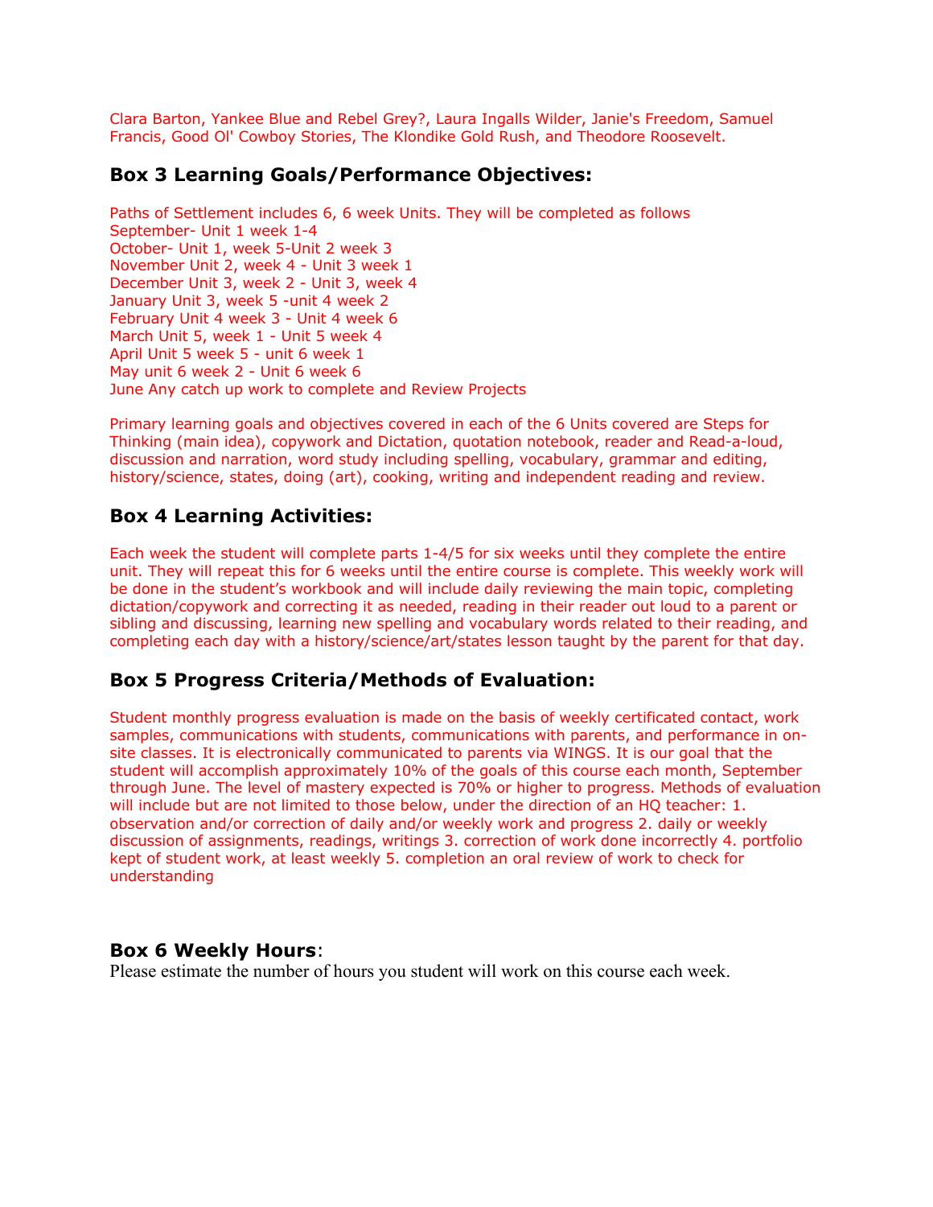Clara Barton, Yankee Blue and Rebel Grey?, Laura Ingalls Wilder, Janie's Freedom, Samuel Francis, Good Ol' Cowboy Stories, The Klondike Gold Rush, and Theodore Roosevelt.

## Box 3 Learning Goals/Performance Objectives:

Paths of Settlement includes 6, 6 week Units. They will be completed as follows
September- Unit 1 week 1-4
October- Unit 1, week 5-Unit 2 week 3
November Unit 2, week 4 - Unit 3 week 1
December Unit 3, week 2 - Unit 3, week 4
January Unit 3, week 5 -unit 4 week 2
February Unit 4 week 3 - Unit 4 week 6
March Unit 5, week 1 - Unit 5 week 4
April Unit 5 week 5 - unit 6 week 1
May unit 6 week 2 - Unit 6 week 6
June Any catch up work to complete and Review Projects

Primary learning goals and objectives covered in each of the 6 Units covered are Steps for Thinking (main idea), copywork and Dictation, quotation notebook, reader and Read-a-loud, discussion and narration, word study including spelling, vocabulary, grammar and editing, history/science, states, doing (art), cooking, writing and independent reading and review.

## Box 4 Learning Activities:

Each week the student will complete parts 1-4/5 for six weeks until they complete the entire unit. They will repeat this for 6 weeks until the entire course is complete. This weekly work will be done in the student's workbook and will include daily reviewing the main topic, completing dictation/copywork and correcting it as needed, reading in their reader out loud to a parent or sibling and discussing, learning new spelling and vocabulary words related to their reading, and completing each day with a history/science/art/states lesson taught by the parent for that day.

## Box 5 Progress Criteria/Methods of Evaluation:

Student monthly progress evaluation is made on the basis of weekly certificated contact, work samples, communications with students, communications with parents, and performance in on-site classes. It is electronically communicated to parents via WINGS. It is our goal that the student will accomplish approximately 10% of the goals of this course each month, September through June. The level of mastery expected is 70% or higher to progress. Methods of evaluation will include but are not limited to those below, under the direction of an HQ teacher: 1. observation and/or correction of daily and/or weekly work and progress 2. daily or weekly discussion of assignments, readings, writings 3. correction of work done incorrectly 4. portfolio kept of student work, at least weekly 5. completion an oral review of work to check for understanding

## Box 6 Weekly Hours:

Please estimate the number of hours you student will work on this course each week.